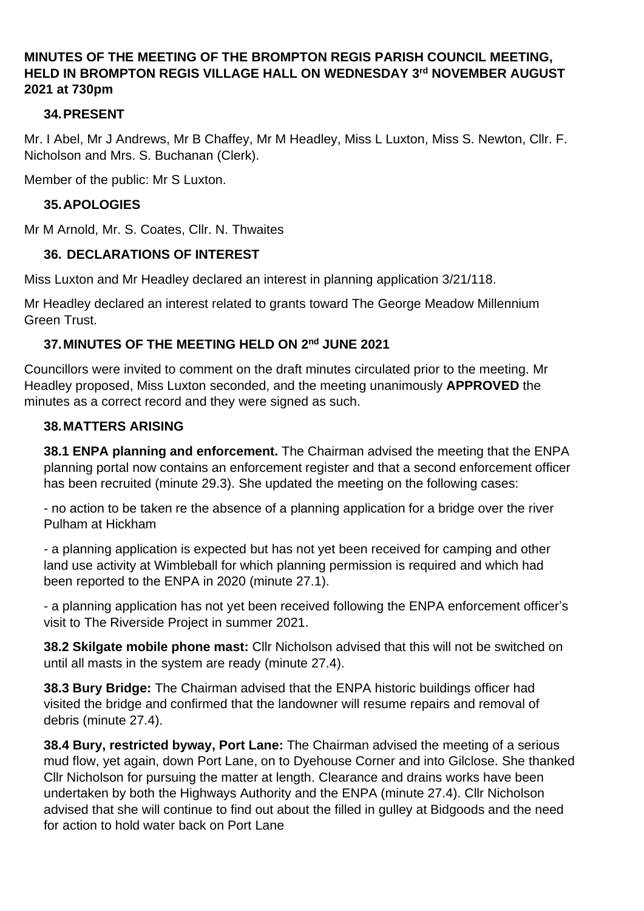**MINUTES OF THE MEETING OF THE BROMPTON REGIS PARISH COUNCIL MEETING, HELD IN BROMPTON REGIS VILLAGE HALL ON WEDNESDAY 3rd NOVEMBER AUGUST 2021 at 730pm**

## 34. PRESENT

Mr. I Abel, Mr J Andrews, Mr B Chaffey, Mr M Headley, Miss L Luxton, Miss S. Newton, Cllr. F. Nicholson and Mrs. S. Buchanan (Clerk).

Member of the public: Mr S Luxton.

## 35. APOLOGIES

Mr M Arnold, Mr. S. Coates, Cllr. N. Thwaites

## 36. DECLARATIONS OF INTEREST

Miss Luxton and Mr Headley declared an interest in planning application 3/21/118.

Mr Headley declared an interest related to grants toward The George Meadow Millennium Green Trust.

## 37. MINUTES OF THE MEETING HELD ON 2nd JUNE 2021

Councillors were invited to comment on the draft minutes circulated prior to the meeting. Mr Headley proposed, Miss Luxton seconded, and the meeting unanimously **APPROVED** the minutes as a correct record and they were signed as such.

## 38. MATTERS ARISING

**38.1 ENPA planning and enforcement.** The Chairman advised the meeting that the ENPA planning portal now contains an enforcement register and that a second enforcement officer has been recruited (minute 29.3). She updated the meeting on the following cases:

- no action to be taken re the absence of a planning application for a bridge over the river Pulham at Hickham

- a planning application is expected but has not yet been received for camping and other land use activity at Wimbleball for which planning permission is required and which had been reported to the ENPA in 2020 (minute 27.1).

- a planning application has not yet been received following the ENPA enforcement officer's visit to The Riverside Project in summer 2021.

**38.2 Skilgate mobile phone mast:** Cllr Nicholson advised that this will not be switched on until all masts in the system are ready (minute 27.4).

**38.3 Bury Bridge:** The Chairman advised that the ENPA historic buildings officer had visited the bridge and confirmed that the landowner will resume repairs and removal of debris (minute 27.4).

**38.4 Bury, restricted byway, Port Lane:** The Chairman advised the meeting of a serious mud flow, yet again, down Port Lane, on to Dyehouse Corner and into Gilclose. She thanked Cllr Nicholson for pursuing the matter at length. Clearance and drains works have been undertaken by both the Highways Authority and the ENPA (minute 27.4). Cllr Nicholson advised that she will continue to find out about the filled in gulley at Bidgoods and the need for action to hold water back on Port Lane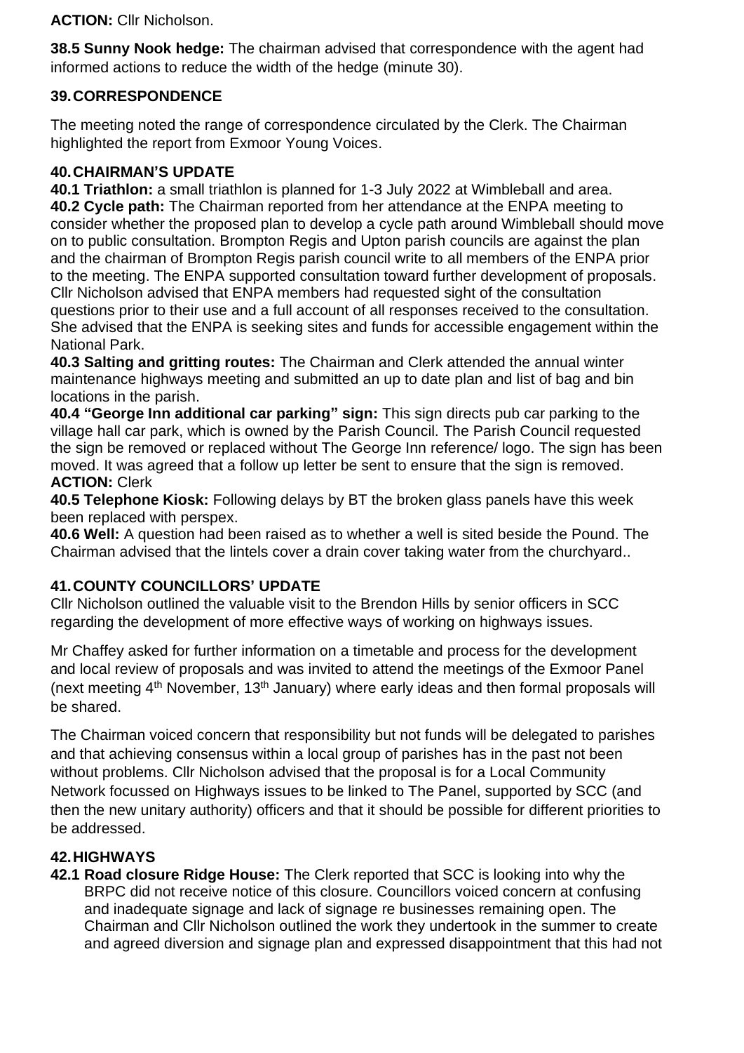**ACTION:** Cllr Nicholson.

**38.5 Sunny Nook hedge:** The chairman advised that correspondence with the agent had informed actions to reduce the width of the hedge (minute 30).

## 39. CORRESPONDENCE

The meeting noted the range of correspondence circulated by the Clerk. The Chairman highlighted the report from Exmoor Young Voices.

## 40. CHAIRMAN'S UPDATE

**40.1 Triathlon:** a small triathlon is planned for 1-3 July 2022 at Wimbleball and area.
**40.2 Cycle path:** The Chairman reported from her attendance at the ENPA meeting to consider whether the proposed plan to develop a cycle path around Wimbleball should move on to public consultation. Brompton Regis and Upton parish councils are against the plan and the chairman of Brompton Regis parish council write to all members of the ENPA prior to the meeting. The ENPA supported consultation toward further development of proposals. Cllr Nicholson advised that ENPA members had requested sight of the consultation questions prior to their use and a full account of all responses received to the consultation. She advised that the ENPA is seeking sites and funds for accessible engagement within the National Park.
**40.3 Salting and gritting routes:** The Chairman and Clerk attended the annual winter maintenance highways meeting and submitted an up to date plan and list of bag and bin locations in the parish.
**40.4 "George Inn additional car parking" sign:** This sign directs pub car parking to the village hall car park, which is owned by the Parish Council. The Parish Council requested the sign be removed or replaced without The George Inn reference/ logo. The sign has been moved. It was agreed that a follow up letter be sent to ensure that the sign is removed.
**ACTION:** Clerk
**40.5 Telephone Kiosk:** Following delays by BT the broken glass panels have this week been replaced with perspex.
**40.6 Well:** A question had been raised as to whether a well is sited beside the Pound. The Chairman advised that the lintels cover a drain cover taking water from the churchyard..

## 41. COUNTY COUNCILLORS' UPDATE

Cllr Nicholson outlined the valuable visit to the Brendon Hills by senior officers in SCC regarding the development of more effective ways of working on highways issues.

Mr Chaffey asked for further information on a timetable and process for the development and local review of proposals and was invited to attend the meetings of the Exmoor Panel (next meeting 4th November, 13th January) where early ideas and then formal proposals will be shared.

The Chairman voiced concern that responsibility but not funds will be delegated to parishes and that achieving consensus within a local group of parishes has in the past not been without problems. Cllr Nicholson advised that the proposal is for a Local Community Network focussed on Highways issues to be linked to The Panel, supported by SCC (and then the new unitary authority) officers and that it should be possible for different priorities to be addressed.

## 42. HIGHWAYS

**42.1 Road closure Ridge House:** The Clerk reported that SCC is looking into why the BRPC did not receive notice of this closure. Councillors voiced concern at confusing and inadequate signage and lack of signage re businesses remaining open. The Chairman and Cllr Nicholson outlined the work they undertook in the summer to create and agreed diversion and signage plan and expressed disappointment that this had not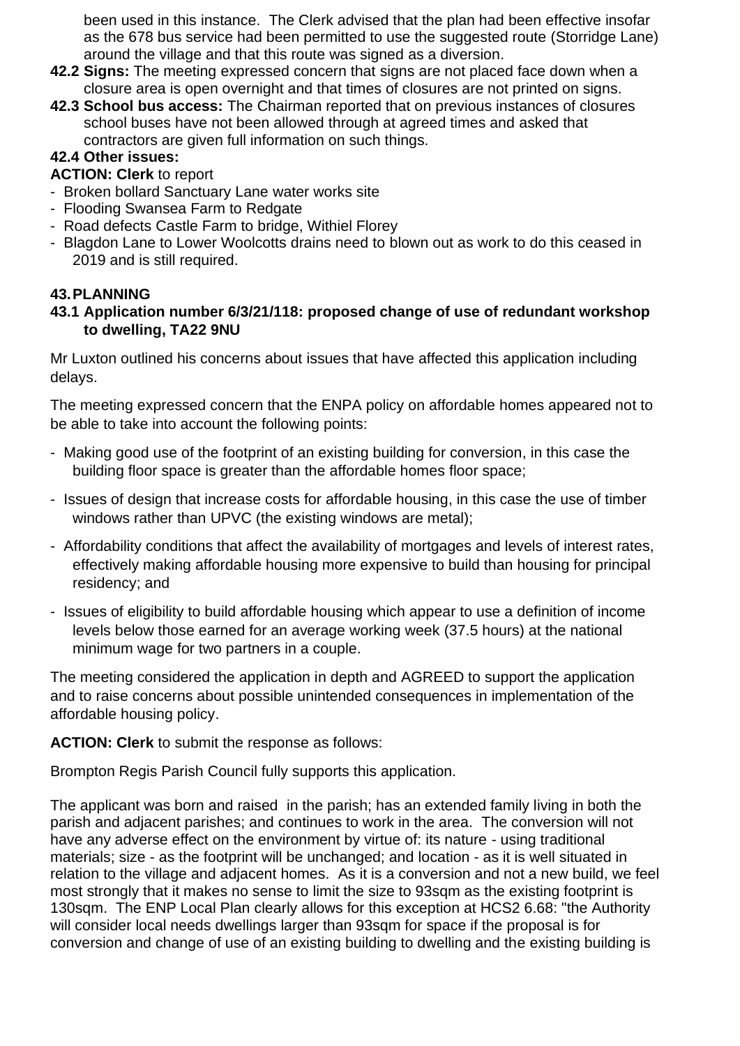been used in this instance. The Clerk advised that the plan had been effective insofar as the 678 bus service had been permitted to use the suggested route (Storridge Lane) around the village and that this route was signed as a diversion.

**42.2 Signs:** The meeting expressed concern that signs are not placed face down when a closure area is open overnight and that times of closures are not printed on signs.

**42.3 School bus access:** The Chairman reported that on previous instances of closures school buses have not been allowed through at agreed times and asked that contractors are given full information on such things.

**42.4 Other issues:**

**ACTION: Clerk** to report

- Broken bollard Sanctuary Lane water works site
- Flooding Swansea Farm to Redgate
- Road defects Castle Farm to bridge, Withiel Florey
- Blagdon Lane to Lower Woolcotts drains need to blown out as work to do this ceased in 2019 and is still required.

## 43. PLANNING

### 43.1 Application number 6/3/21/118: proposed change of use of redundant workshop to dwelling, TA22 9NU

Mr Luxton outlined his concerns about issues that have affected this application including delays.

The meeting expressed concern that the ENPA policy on affordable homes appeared not to be able to take into account the following points:

- Making good use of the footprint of an existing building for conversion, in this case the building floor space is greater than the affordable homes floor space;
- Issues of design that increase costs for affordable housing, in this case the use of timber windows rather than UPVC (the existing windows are metal);
- Affordability conditions that affect the availability of mortgages and levels of interest rates, effectively making affordable housing more expensive to build than housing for principal residency; and
- Issues of eligibility to build affordable housing which appear to use a definition of income levels below those earned for an average working week (37.5 hours) at the national minimum wage for two partners in a couple.

The meeting considered the application in depth and AGREED to support the application and to raise concerns about possible unintended consequences in implementation of the affordable housing policy.

**ACTION: Clerk** to submit the response as follows:

Brompton Regis Parish Council fully supports this application.

The applicant was born and raised in the parish; has an extended family living in both the parish and adjacent parishes; and continues to work in the area. The conversion will not have any adverse effect on the environment by virtue of: its nature - using traditional materials; size - as the footprint will be unchanged; and location - as it is well situated in relation to the village and adjacent homes. As it is a conversion and not a new build, we feel most strongly that it makes no sense to limit the size to 93sqm as the existing footprint is 130sqm. The ENP Local Plan clearly allows for this exception at HCS2 6.68: "the Authority will consider local needs dwellings larger than 93sqm for space if the proposal is for conversion and change of use of an existing building to dwelling and the existing building is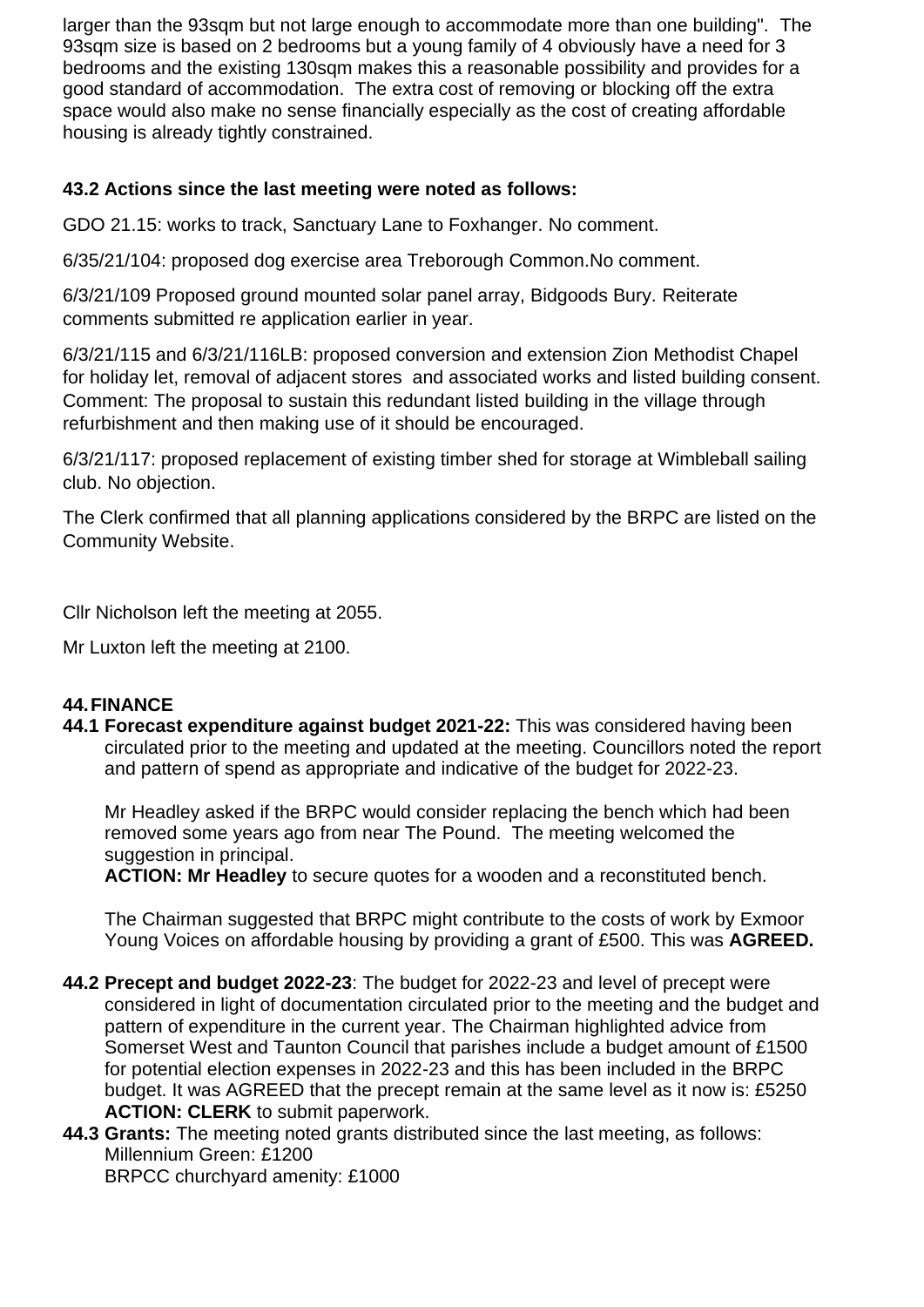larger than the 93sqm but not large enough to accommodate more than one building". The 93sqm size is based on 2 bedrooms but a young family of 4 obviously have a need for 3 bedrooms and the existing 130sqm makes this a reasonable possibility and provides for a good standard of accommodation. The extra cost of removing or blocking off the extra space would also make no sense financially especially as the cost of creating affordable housing is already tightly constrained.

**43.2 Actions since the last meeting were noted as follows:**

GDO 21.15: works to track, Sanctuary Lane to Foxhanger. No comment.

6/35/21/104: proposed dog exercise area Treborough Common.No comment.

6/3/21/109 Proposed ground mounted solar panel array, Bidgoods Bury. Reiterate comments submitted re application earlier in year.

6/3/21/115 and 6/3/21/116LB: proposed conversion and extension Zion Methodist Chapel for holiday let, removal of adjacent stores and associated works and listed building consent. Comment: The proposal to sustain this redundant listed building in the village through refurbishment and then making use of it should be encouraged.

6/3/21/117: proposed replacement of existing timber shed for storage at Wimbleball sailing club. No objection.

The Clerk confirmed that all planning applications considered by the BRPC are listed on the Community Website.

Cllr Nicholson left the meeting at 2055.

Mr Luxton left the meeting at 2100.

**44. FINANCE**

**44.1 Forecast expenditure against budget 2021-22:** This was considered having been circulated prior to the meeting and updated at the meeting. Councillors noted the report and pattern of spend as appropriate and indicative of the budget for 2022-23.

Mr Headley asked if the BRPC would consider replacing the bench which had been removed some years ago from near The Pound. The meeting welcomed the suggestion in principal.
**ACTION: Mr Headley** to secure quotes for a wooden and a reconstituted bench.

The Chairman suggested that BRPC might contribute to the costs of work by Exmoor Young Voices on affordable housing by providing a grant of £500. This was **AGREED.**

**44.2 Precept and budget 2022-23**: The budget for 2022-23 and level of precept were considered in light of documentation circulated prior to the meeting and the budget and pattern of expenditure in the current year. The Chairman highlighted advice from Somerset West and Taunton Council that parishes include a budget amount of £1500 for potential election expenses in 2022-23 and this has been included in the BRPC budget. It was AGREED that the precept remain at the same level as it now is: £5250
**ACTION: CLERK** to submit paperwork.

**44.3 Grants:** The meeting noted grants distributed since the last meeting, as follows:
Millennium Green: £1200
BRPCC churchyard amenity: £1000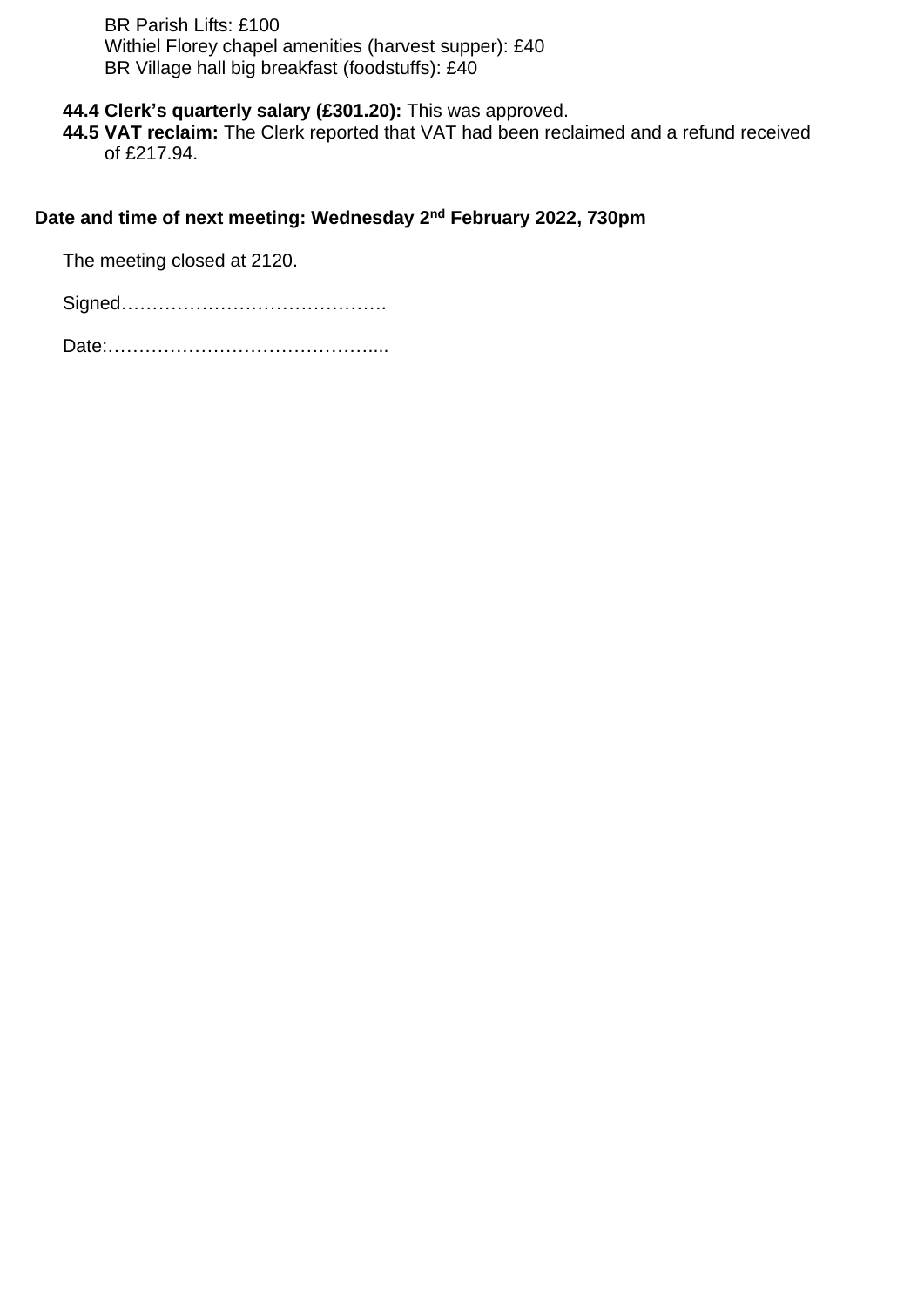BR Parish Lifts: £100
Withiel Florey chapel amenities (harvest supper): £40
BR Village hall big breakfast (foodstuffs): £40

**44.4 Clerk's quarterly salary (£301.20):** This was approved.

**44.5 VAT reclaim:** The Clerk reported that VAT had been reclaimed and a refund received of £217.94.

**Date and time of next meeting: Wednesday 2nd February 2022, 730pm**

The meeting closed at 2120.

Signed…………………….…………….

Date:……………………………………....